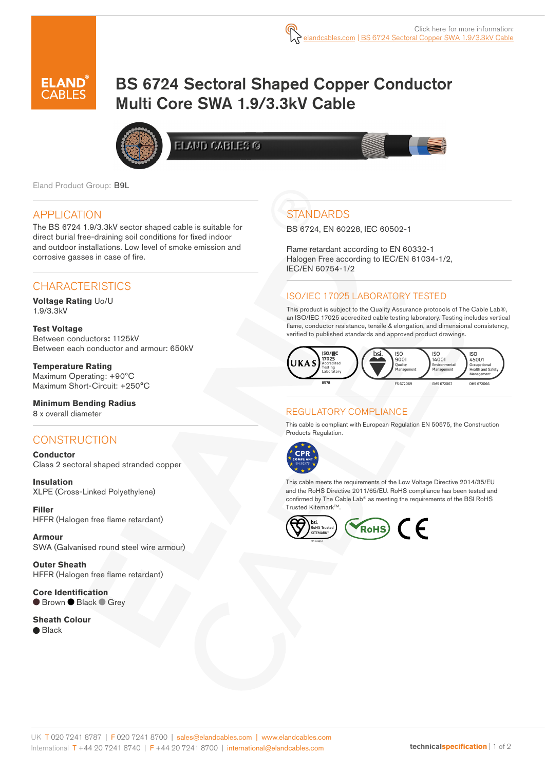Click here for more information: elandcables.com | BS 6724 Sectoral Copper SWA 1.9/3.3kV Cable

# BS 6724 Sectoral Shaped Copper Conductor Multi Core SWA 1.9/3.3kV Cable

Eland Product Group: B9L

## APPLICATION

The BS 6724 1.9/3.3kV sector shaped cable is suitable for direct burial free-draining soil conditions for fixed indoor and outdoor installations. Low level of smoke emission and corrosive gasses in case of fire.

## CHARACTERISTICS

**Voltage Rating** Uo/U
1.9/3.3kV

**Test Voltage**
Between conductors**:** 1125kV
Between each conductor and armour: 650kV

**Temperature Rating**
Maximum Operating: +90°C
Maximum Short-Circuit: +250°C

**Minimum Bending Radius**
8 x overall diameter

## CONSTRUCTION

**Conductor**
Class 2 sectoral shaped stranded copper

**Insulation**
XLPE (Cross-Linked Polyethylene)

**Filler**
HFFR (Halogen free flame retardant)

**Armour**
SWA (Galvanised round steel wire armour)

**Outer Sheath**
HFFR (Halogen free flame retardant)

**Core Identification**
● Brown ● Black ● Grey

**Sheath Colour**
● Black

## STANDARDS

BS 6724, EN 60228, IEC 60502-1

Flame retardant according to EN 60332-1
Halogen Free according to IEC/EN 61034-1/2, IEC/EN 60754-1/2

## ISO/IEC 17025 LABORATORY TESTED

This product is subject to the Quality Assurance protocols of The Cable Lab®, an ISO/IEC 17025 accredited cable testing laboratory. Testing includes vertical flame, conductor resistance, tensile & elongation, and dimensional consistency, verified to published standards and approved product drawings.

UKAS ISO/IEC 17025 Accredited Testing Laboratory 8578 | bsi. ISO 9001 Quality Management FS 672069 | ISO 14001 Environmental Management EMS 672067 | ISO 45001 Occupational Health and Safety Management OHS 672066

## REGULATORY COMPLIANCE

This cable is compliant with European Regulation EN 50575, the Construction Products Regulation.

CPR COMPLIANT EN 50575

This cable meets the requirements of the Low Voltage Directive 2014/35/EU and the RoHS Directive 2011/65/EU. RoHS compliance has been tested and confirmed by The Cable Lab® as meeting the requirements of the BSI RoHS Trusted Kitemark™.

bsi. RoHS Trusted KITEMARK™ | RoHS | CE

UK T 020 7241 8787 | F 020 7241 8700 | sales@elandcables.com | www.elandcables.com
International T +44 20 7241 8740 | F +44 20 7241 8700 | international@elandcables.com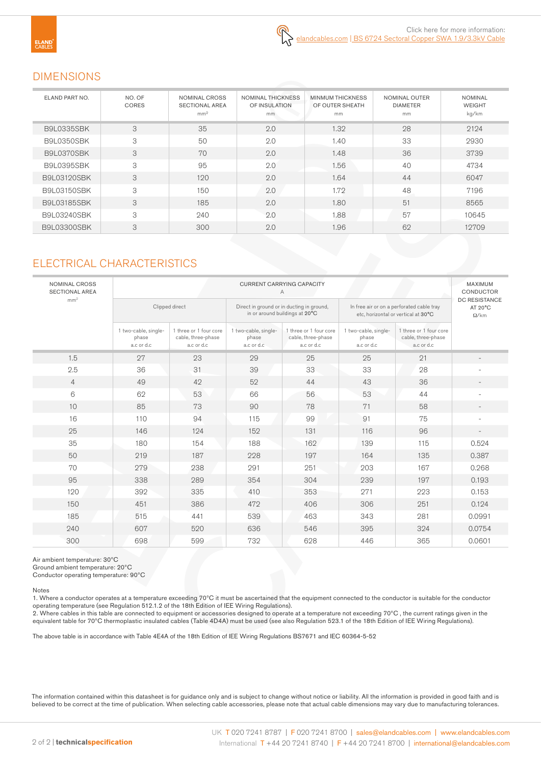Click here for more information: elandcables.com | BS 6724 Sectoral Copper SWA 1.9/3.3kV Cable

## DIMENSIONS

| ELAND PART NO. | NO. OF CORES | NOMINAL CROSS SECTIONAL AREA mm² | NOMINAL THICKNESS OF INSULATION mm | MINMUM THICKNESS OF OUTER SHEATH mm | NOMINAL OUTER DIAMETER mm | NOMINAL WEIGHT kg/km |
|---|---|---|---|---|---|---|
| B9L0335SBK | 3 | 35 | 2.0 | 1.32 | 28 | 2124 |
| B9L0350SBK | 3 | 50 | 2.0 | 1.40 | 33 | 2930 |
| B9L0370SBK | 3 | 70 | 2.0 | 1.48 | 36 | 3739 |
| B9L0395SBK | 3 | 95 | 2.0 | 1.56 | 40 | 4734 |
| B9L03120SBK | 3 | 120 | 2.0 | 1.64 | 44 | 6047 |
| B9L03150SBK | 3 | 150 | 2.0 | 1.72 | 48 | 7196 |
| B9L03185SBK | 3 | 185 | 2.0 | 1.80 | 51 | 8565 |
| B9L03240SBK | 3 | 240 | 2.0 | 1.88 | 57 | 10645 |
| B9L03300SBK | 3 | 300 | 2.0 | 1.96 | 62 | 12709 |

## ELECTRICAL CHARACTERISTICS

| NOMINAL CROSS SECTIONAL AREA mm² | CURRENT CARRYING CAPACITY A | | | | | | MAXIMUM CONDUCTOR DC RESISTANCE AT 20°C Ω/km |
|---|---|---|---|---|---|---|---|
| | Clipped direct | | Direct in ground or in ducting in ground, in or around buildings at 20°C | | In free air or on a perforated cable tray etc, horizontal or vertical at 30°C | | |
| | 1 two-cable, single-phase a.c or d.c | 1 three or 1 four core cable, three-phase a.c or d.c | 1 two-cable, single-phase a.c or d.c | 1 three or 1 four core cable, three-phase a.c or d.c | 1 two-cable, single-phase a.c or d.c | 1 three or 1 four core cable, three-phase a.c or d.c | |
| 1.5 | 27 | 23 | 29 | 25 | 25 | 21 | - |
| 2.5 | 36 | 31 | 39 | 33 | 33 | 28 | - |
| 4 | 49 | 42 | 52 | 44 | 43 | 36 | - |
| 6 | 62 | 53 | 66 | 56 | 53 | 44 | - |
| 10 | 85 | 73 | 90 | 78 | 71 | 58 | - |
| 16 | 110 | 94 | 115 | 99 | 91 | 75 | - |
| 25 | 146 | 124 | 152 | 131 | 116 | 96 | - |
| 35 | 180 | 154 | 188 | 162 | 139 | 115 | 0.524 |
| 50 | 219 | 187 | 228 | 197 | 164 | 135 | 0.387 |
| 70 | 279 | 238 | 291 | 251 | 203 | 167 | 0.268 |
| 95 | 338 | 289 | 354 | 304 | 239 | 197 | 0.193 |
| 120 | 392 | 335 | 410 | 353 | 271 | 223 | 0.153 |
| 150 | 451 | 386 | 472 | 406 | 306 | 251 | 0.124 |
| 185 | 515 | 441 | 539 | 463 | 343 | 281 | 0.0991 |
| 240 | 607 | 520 | 636 | 546 | 395 | 324 | 0.0754 |
| 300 | 698 | 599 | 732 | 628 | 446 | 365 | 0.0601 |

Air ambient temperature: 30°C
Ground ambient temperature: 20°C
Conductor operating temperature: 90°C

Notes
1. Where a conductor operates at a temperature exceeding 70°C it must be ascertained that the equipment connected to the conductor is suitable for the conductor operating temperature (see Regulation 512.1.2 of the 18th Edition of IEE Wiring Regulations).
2. Where cables in this table are connected to equipment or accessories designed to operate at a temperature not exceeding 70°C , the current ratings given in the equivalent table for 70°C thermoplastic insulated cables (Table 4D4A) must be used (see also Regulation 523.1 of the 18th Edition of IEE Wiring Regulations).

The above table is in accordance with Table 4E4A of the 18th Edition of IEE Wiring Regulations BS7671 and IEC 60364-5-52

The information contained within this datasheet is for guidance only and is subject to change without notice or liability. All the information is provided in good faith and is believed to be correct at the time of publication. When selecting cable accessories, please note that actual cable dimensions may vary due to manufacturing tolerances.

UK T 020 7241 8787 | F 020 7241 8700 | sales@elandcables.com | www.elandcables.com
International T +44 20 7241 8740 | F +44 20 7241 8700 | international@elandcables.com